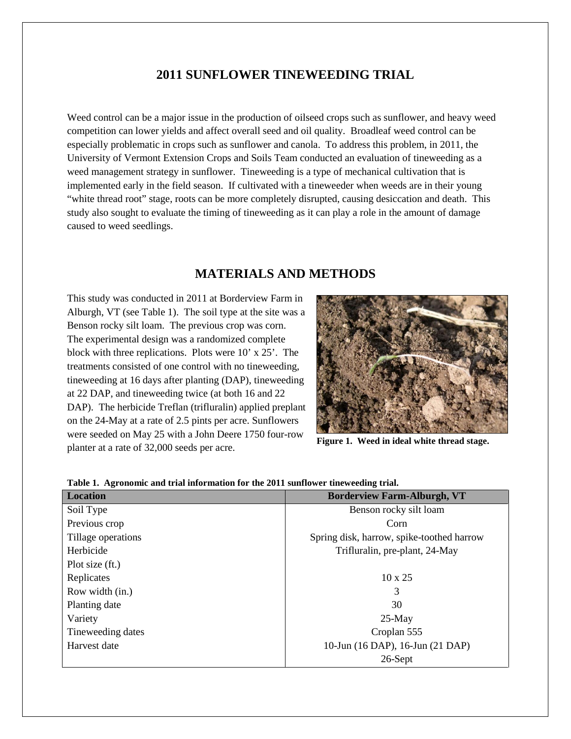# 2011 SUNFLOWER TINEWEEDING TRIAL

Weed control can be a major issue in the production of oilseed crops such as sunflower, and heavy weed competition can lower yields and affect overall seed and oil quality. Broadleaf weed control can be especially problematic in crops such as sunflower and canola. To address this problem, in 2011, the University of Vermont Extension Crops and Soils Team conducted an evaluation of tineweeding as a weed management strategy in sunflower. Tineweeding is a type of mechanical cultivation that is implemented early in the field season. If cultivated with a tineweeder when weeds are in their young "white thread root" stage, roots can be more completely disrupted, causing desiccation and death. This study also sought to evaluate the timing of tineweeding as it can play a role in the amount of damage caused to weed seedlings.

## MATERIALS AND METHODS

This study was conducted in 2011 at Borderview Farm in Alburgh, VT (see Table 1). The soil type at the site was a Benson rocky silt loam. The previous crop was corn. The experimental design was a randomized complete block with three replications. Plots were 10' x 25'. The treatments consisted of one control with no tineweeding, tineweeding at 16 days after planting (DAP), tineweeding at 22 DAP, and tineweeding twice (at both 16 and 22 DAP). The herbicide Treflan (trifluralin) applied preplant on the 24-May at a rate of 2.5 pints per acre. Sunflowers were seeded on May 25 with a John Deere 1750 four-row planter at a rate of 32,000 seeds per acre.

**Figure 1. Weed in ideal white thread stage.**

**Table 1. Agronomic and trial information for the 2011 sunflower tineweeding trial.**

| Location | Borderview Farm-Alburgh, VT |
|---|---|
| Soil Type | Benson rocky silt loam |
| Previous crop | Corn |
| Tillage operations | Spring disk, harrow, spike-toothed harrow |
| Herbicide | Trifluralin, pre-plant, 24-May |
| Plot size (ft.) | |
| Replicates | 10 x 25 |
| Row width (in.) | 3 |
| Planting date | 30 |
| Variety | 25-May |
| Tineweeding dates | Croplan 555 |
| Harvest date | 10-Jun (16 DAP), 16-Jun (21 DAP) |
| | 26-Sept |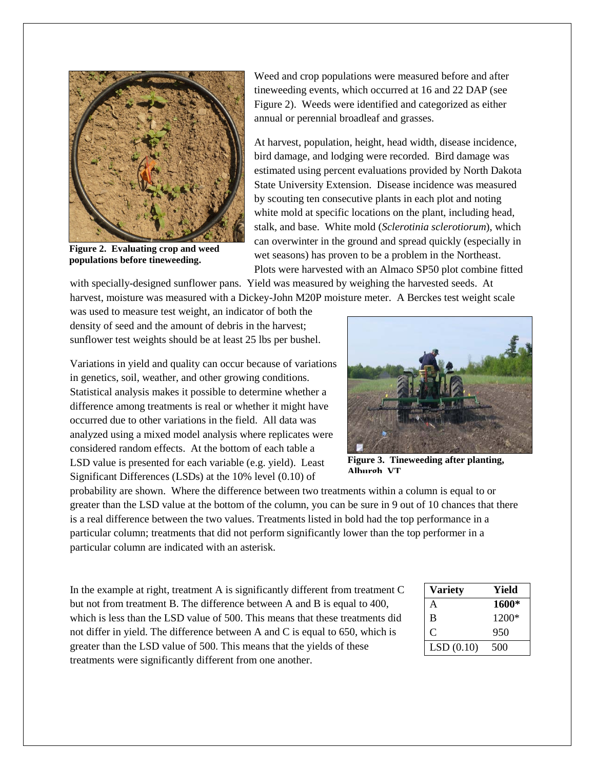Figure 2. Evaluating crop and weed populations before tineweeding.

Weed and crop populations were measured before and after tineweeding events, which occurred at 16 and 22 DAP (see Figure 2). Weeds were identified and categorized as either annual or perennial broadleaf and grasses.

At harvest, population, height, head width, disease incidence, bird damage, and lodging were recorded. Bird damage was estimated using percent evaluations provided by North Dakota State University Extension. Disease incidence was measured by scouting ten consecutive plants in each plot and noting white mold at specific locations on the plant, including head, stalk, and base. White mold (*Sclerotinia sclerotiorum*), which can overwinter in the ground and spread quickly (especially in wet seasons) has proven to be a problem in the Northeast. Plots were harvested with an Almaco SP50 plot combine fitted with specially-designed sunflower pans. Yield was measured by weighing the harvested seeds. At harvest, moisture was measured with a Dickey-John M20P moisture meter. A Berckes test weight scale was used to measure test weight, an indicator of both the density of seed and the amount of debris in the harvest; sunflower test weights should be at least 25 lbs per bushel.

Figure 3. Tineweeding after planting, Alburgh, VT

Variations in yield and quality can occur because of variations in genetics, soil, weather, and other growing conditions. Statistical analysis makes it possible to determine whether a difference among treatments is real or whether it might have occurred due to other variations in the field. All data was analyzed using a mixed model analysis where replicates were considered random effects. At the bottom of each table a LSD value is presented for each variable (e.g. yield). Least Significant Differences (LSDs) at the 10% level (0.10) of probability are shown. Where the difference between two treatments within a column is equal to or greater than the LSD value at the bottom of the column, you can be sure in 9 out of 10 chances that there is a real difference between the two values. Treatments listed in bold had the top performance in a particular column; treatments that did not perform significantly lower than the top performer in a particular column are indicated with an asterisk.

In the example at right, treatment A is significantly different from treatment C but not from treatment B. The difference between A and B is equal to 400, which is less than the LSD value of 500. This means that these treatments did not differ in yield. The difference between A and C is equal to 650, which is greater than the LSD value of 500. This means that the yields of these treatments were significantly different from one another.

| Variety | Yield |
|---|---|
| A | **1600*** |
| B | 1200* |
| C | 950 |
| LSD (0.10) | 500 |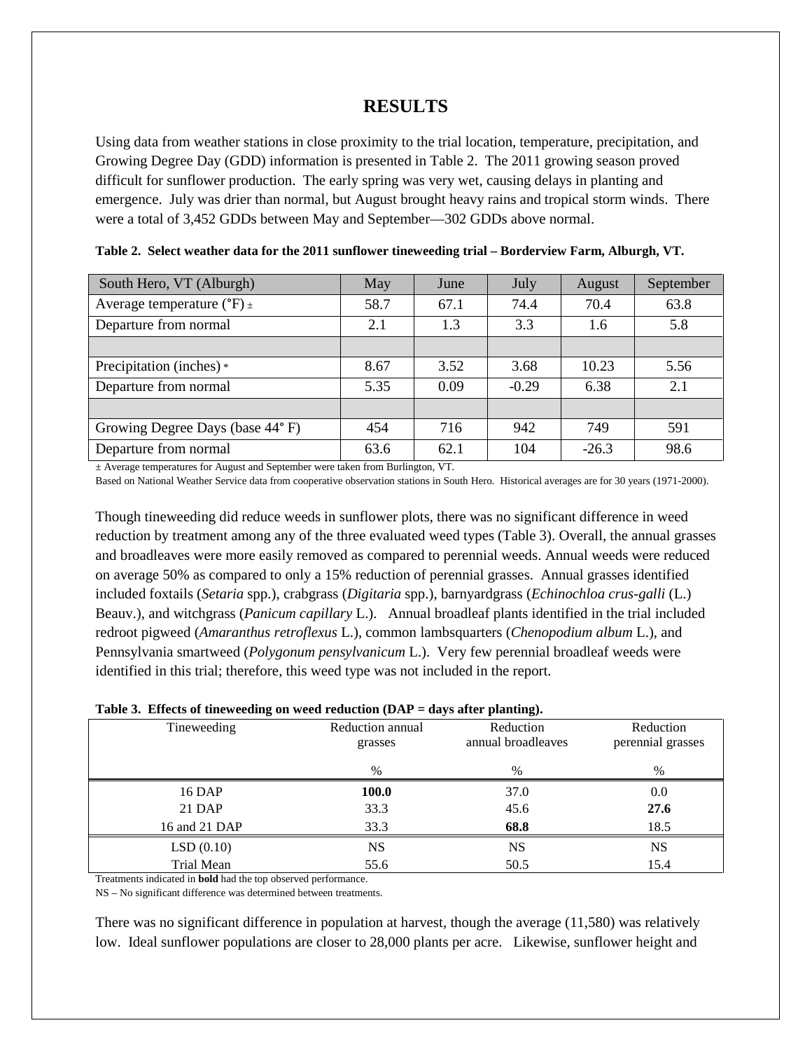# RESULTS

Using data from weather stations in close proximity to the trial location, temperature, precipitation, and Growing Degree Day (GDD) information is presented in Table 2. The 2011 growing season proved difficult for sunflower production. The early spring was very wet, causing delays in planting and emergence. July was drier than normal, but August brought heavy rains and tropical storm winds. There were a total of 3,452 GDDs between May and September—302 GDDs above normal.

**Table 2. Select weather data for the 2011 sunflower tineweeding trial – Borderview Farm, Alburgh, VT.**

| South Hero, VT (Alburgh) | May | June | July | August | September |
|---|---|---|---|---|---|
| Average temperature (°F) ± | 58.7 | 67.1 | 74.4 | 70.4 | 63.8 |
| Departure from normal | 2.1 | 1.3 | 3.3 | 1.6 | 5.8 |
| | | | | | |
| Precipitation (inches) * | 8.67 | 3.52 | 3.68 | 10.23 | 5.56 |
| Departure from normal | 5.35 | 0.09 | -0.29 | 6.38 | 2.1 |
| | | | | | |
| Growing Degree Days (base 44° F) | 454 | 716 | 942 | 749 | 591 |
| Departure from normal | 63.6 | 62.1 | 104 | -26.3 | 98.6 |

± Average temperatures for August and September were taken from Burlington, VT.

Based on National Weather Service data from cooperative observation stations in South Hero. Historical averages are for 30 years (1971-2000).

Though tineweeding did reduce weeds in sunflower plots, there was no significant difference in weed reduction by treatment among any of the three evaluated weed types (Table 3). Overall, the annual grasses and broadleaves were more easily removed as compared to perennial weeds. Annual weeds were reduced on average 50% as compared to only a 15% reduction of perennial grasses. Annual grasses identified included foxtails (*Setaria* spp.), crabgrass (*Digitaria* spp.), barnyardgrass (*Echinochloa crus-galli* (L.) Beauv.), and witchgrass (*Panicum capillary* L.). Annual broadleaf plants identified in the trial included redroot pigweed (*Amaranthus retroflexus* L.), common lambsquarters (*Chenopodium album* L.), and Pennsylvania smartweed (*Polygonum pensylvanicum* L.). Very few perennial broadleaf weeds were identified in this trial; therefore, this weed type was not included in the report.

**Table 3. Effects of tineweeding on weed reduction (DAP = days after planting).**

| Tineweeding | Reduction annual grasses | Reduction annual broadleaves | Reduction perennial grasses |
|---|---|---|---|
| | % | % | % |
| 16 DAP | **100.0** | 37.0 | 0.0 |
| 21 DAP | 33.3 | 45.6 | **27.6** |
| 16 and 21 DAP | 33.3 | **68.8** | 18.5 |
| LSD (0.10) | NS | NS | NS |
| Trial Mean | 55.6 | 50.5 | 15.4 |

Treatments indicated in **bold** had the top observed performance.

NS – No significant difference was determined between treatments.

There was no significant difference in population at harvest, though the average (11,580) was relatively low. Ideal sunflower populations are closer to 28,000 plants per acre. Likewise, sunflower height and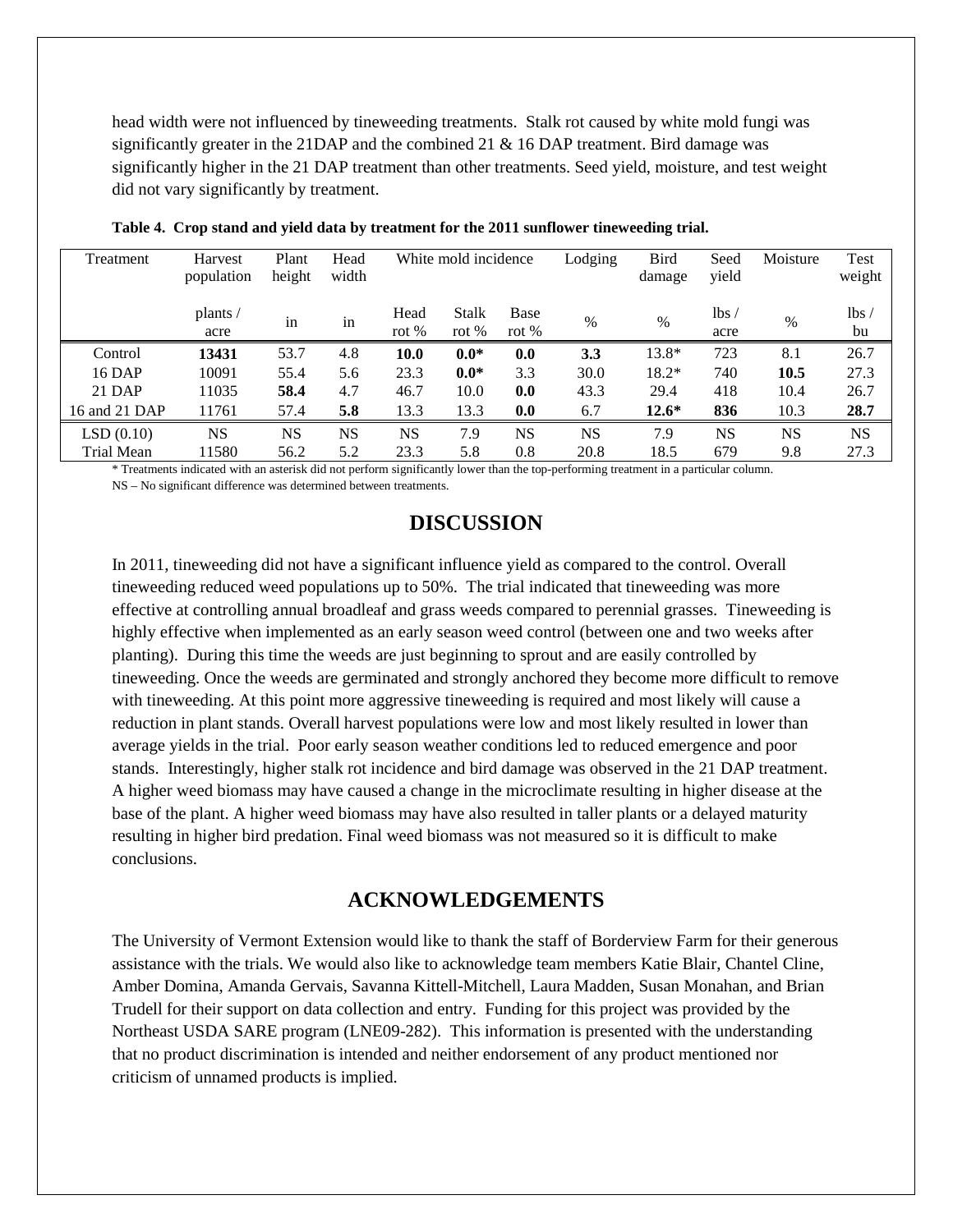head width were not influenced by tineweeding treatments. Stalk rot caused by white mold fungi was significantly greater in the 21DAP and the combined 21 & 16 DAP treatment. Bird damage was significantly higher in the 21 DAP treatment than other treatments. Seed yield, moisture, and test weight did not vary significantly by treatment.

**Table 4. Crop stand and yield data by treatment for the 2011 sunflower tineweeding trial.**

| Treatment | Harvest population | Plant height | Head width | White mold incidence | | | Lodging | Bird damage | Seed yield | Moisture | Test weight |
|---|---|---|---|---|---|---|---|---|---|---|---|
| | plants / acre | in | in | Head rot % | Stalk rot % | Base rot % | % | % | lbs / acre | % | lbs / bu |
| Control | **13431** | 53.7 | 4.8 | **10.0** | **0.0*** | **0.0** | **3.3** | 13.8* | 723 | 8.1 | 26.7 |
| 16 DAP | 10091 | 55.4 | 5.6 | 23.3 | **0.0*** | 3.3 | 30.0 | 18.2* | 740 | **10.5** | 27.3 |
| 21 DAP | 11035 | **58.4** | 4.7 | 46.7 | 10.0 | **0.0** | 43.3 | 29.4 | 418 | 10.4 | 26.7 |
| 16 and 21 DAP | 11761 | 57.4 | **5.8** | 13.3 | 13.3 | **0.0** | 6.7 | **12.6*** | **836** | 10.3 | **28.7** |
| LSD (0.10) | NS | NS | NS | NS | 7.9 | NS | NS | 7.9 | NS | NS | NS |
| Trial Mean | 11580 | 56.2 | 5.2 | 23.3 | 5.8 | 0.8 | 20.8 | 18.5 | 679 | 9.8 | 27.3 |

\* Treatments indicated with an asterisk did not perform significantly lower than the top-performing treatment in a particular column.
NS – No significant difference was determined between treatments.

## DISCUSSION

In 2011, tineweeding did not have a significant influence yield as compared to the control. Overall tineweeding reduced weed populations up to 50%. The trial indicated that tineweeding was more effective at controlling annual broadleaf and grass weeds compared to perennial grasses. Tineweeding is highly effective when implemented as an early season weed control (between one and two weeks after planting). During this time the weeds are just beginning to sprout and are easily controlled by tineweeding. Once the weeds are germinated and strongly anchored they become more difficult to remove with tineweeding. At this point more aggressive tineweeding is required and most likely will cause a reduction in plant stands. Overall harvest populations were low and most likely resulted in lower than average yields in the trial. Poor early season weather conditions led to reduced emergence and poor stands. Interestingly, higher stalk rot incidence and bird damage was observed in the 21 DAP treatment. A higher weed biomass may have caused a change in the microclimate resulting in higher disease at the base of the plant. A higher weed biomass may have also resulted in taller plants or a delayed maturity resulting in higher bird predation. Final weed biomass was not measured so it is difficult to make conclusions.

## ACKNOWLEDGEMENTS

The University of Vermont Extension would like to thank the staff of Borderview Farm for their generous assistance with the trials. We would also like to acknowledge team members Katie Blair, Chantel Cline, Amber Domina, Amanda Gervais, Savanna Kittell-Mitchell, Laura Madden, Susan Monahan, and Brian Trudell for their support on data collection and entry. Funding for this project was provided by the Northeast USDA SARE program (LNE09-282). This information is presented with the understanding that no product discrimination is intended and neither endorsement of any product mentioned nor criticism of unnamed products is implied.